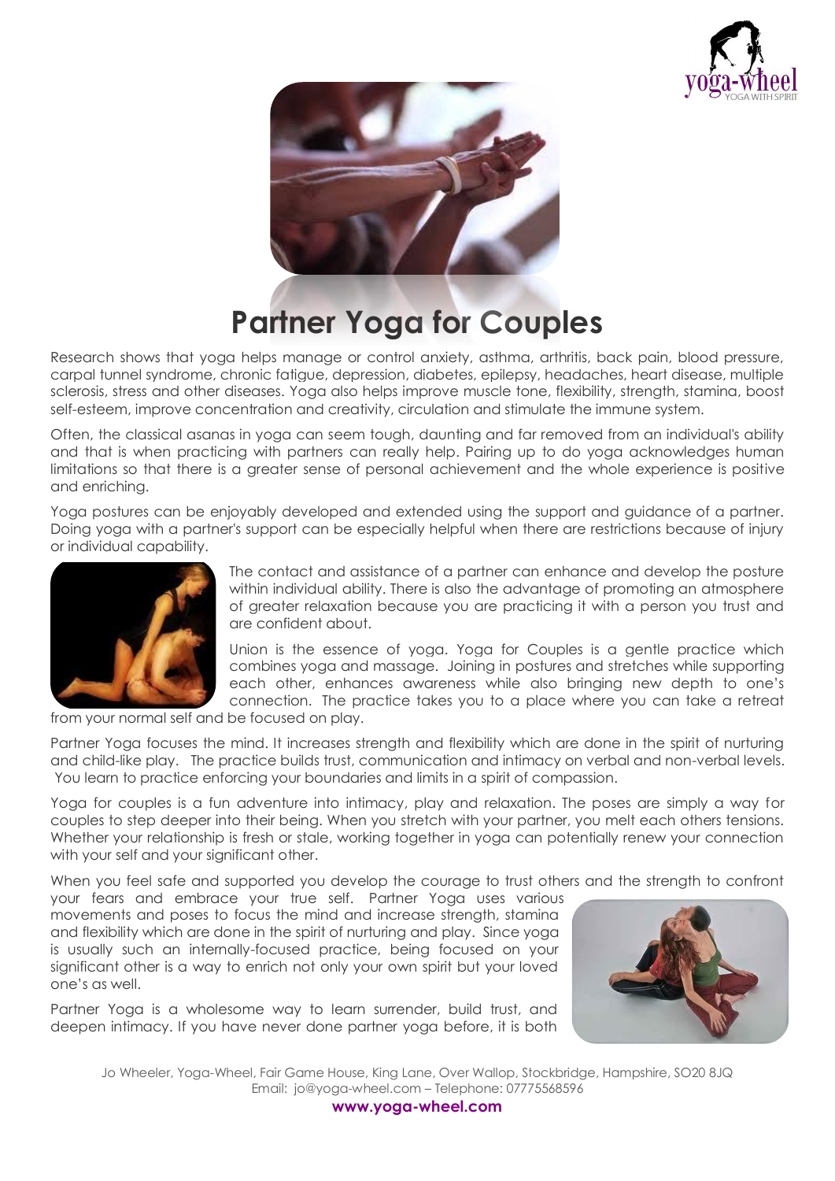# Partner Yoga for Couples

Research shows that yoga helps manage or control anxiety, asthma, arthritis, back pain, blood pressure, carpal tunnel syndrome, chronic fatigue, depression, diabetes, epilepsy, headaches, heart disease, multiple sclerosis, stress and other diseases. Yoga also helps improve muscle tone, flexibility, strength, stamina, boost self-esteem, improve concentration and creativity, circulation and stimulate the immune system.

Often, the classical asanas in yoga can seem tough, daunting and far removed from an individual's ability and that is when practicing with partners can really help. Pairing up to do yoga acknowledges human limitations so that there is a greater sense of personal achievement and the whole experience is positive and enriching.

Yoga postures can be enjoyably developed and extended using the support and guidance of a partner. Doing yoga with a partner's support can be especially helpful when there are restrictions because of injury or individual capability.

The contact and assistance of a partner can enhance and develop the posture within individual ability. There is also the advantage of promoting an atmosphere of greater relaxation because you are practicing it with a person you trust and are confident about.

Union is the essence of yoga. Yoga for Couples is a gentle practice which combines yoga and massage. Joining in postures and stretches while supporting each other, enhances awareness while also bringing new depth to one's connection. The practice takes you to a place where you can take a retreat from your normal self and be focused on play.

Partner Yoga focuses the mind. It increases strength and flexibility which are done in the spirit of nurturing and child-like play. The practice builds trust, communication and intimacy on verbal and non-verbal levels. You learn to practice enforcing your boundaries and limits in a spirit of compassion.

Yoga for couples is a fun adventure into intimacy, play and relaxation. The poses are simply a way for couples to step deeper into their being. When you stretch with your partner, you melt each others tensions. Whether your relationship is fresh or stale, working together in yoga can potentially renew your connection with your self and your significant other.

When you feel safe and supported you develop the courage to trust others and the strength to confront your fears and embrace your true self. Partner Yoga uses various movements and poses to focus the mind and increase strength, stamina and flexibility which are done in the spirit of nurturing and play. Since yoga is usually such an internally-focused practice, being focused on your significant other is a way to enrich not only your own spirit but your loved one's as well.

Partner Yoga is a wholesome way to learn surrender, build trust, and deepen intimacy. If you have never done partner yoga before, it is both

Jo Wheeler, Yoga-Wheel, Fair Game House, King Lane, Over Wallop, Stockbridge, Hampshire, SO20 8JQ
Email: jo@yoga-wheel.com – Telephone: 07775568596
**www.yoga-wheel.com**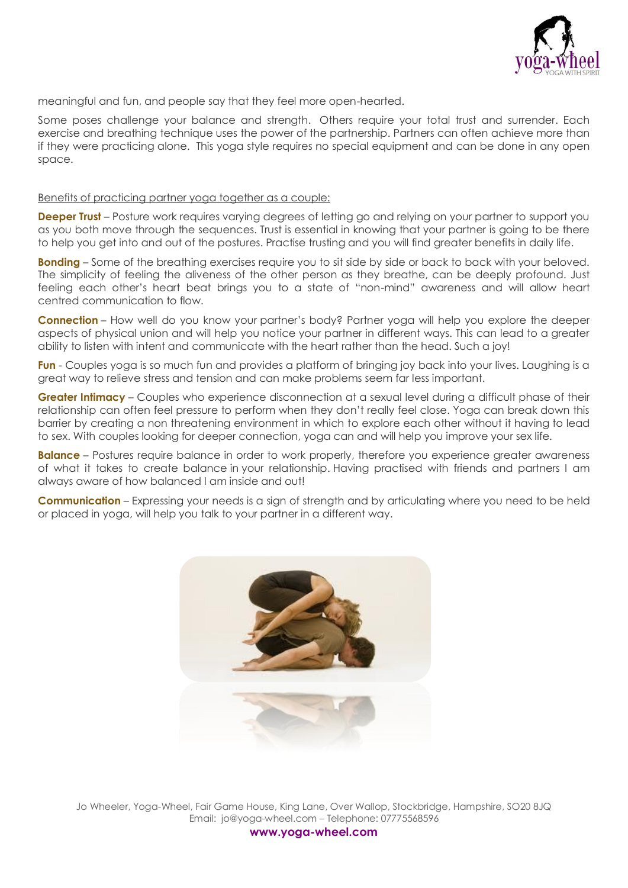meaningful and fun, and people say that they feel more open-hearted.

Some poses challenge your balance and strength. Others require your total trust and surrender. Each exercise and breathing technique uses the power of the partnership. Partners can often achieve more than if they were practicing alone. This yoga style requires no special equipment and can be done in any open space.

Benefits of practicing partner yoga together as a couple:

**Deeper Trust** – Posture work requires varying degrees of letting go and relying on your partner to support you as you both move through the sequences. Trust is essential in knowing that your partner is going to be there to help you get into and out of the postures. Practise trusting and you will find greater benefits in daily life.

**Bonding** – Some of the breathing exercises require you to sit side by side or back to back with your beloved. The simplicity of feeling the aliveness of the other person as they breathe, can be deeply profound. Just feeling each other's heart beat brings you to a state of "non-mind" awareness and will allow heart centred communication to flow.

**Connection** – How well do you know your partner's body? Partner yoga will help you explore the deeper aspects of physical union and will help you notice your partner in different ways. This can lead to a greater ability to listen with intent and communicate with the heart rather than the head. Such a joy!

**Fun** - Couples yoga is so much fun and provides a platform of bringing joy back into your lives. Laughing is a great way to relieve stress and tension and can make problems seem far less important.

**Greater Intimacy** – Couples who experience disconnection at a sexual level during a difficult phase of their relationship can often feel pressure to perform when they don't really feel close. Yoga can break down this barrier by creating a non threatening environment in which to explore each other without it having to lead to sex. With couples looking for deeper connection, yoga can and will help you improve your sex life.

**Balance** – Postures require balance in order to work properly, therefore you experience greater awareness of what it takes to create balance in your relationship. Having practised with friends and partners I am always aware of how balanced I am inside and out!

**Communication** – Expressing your needs is a sign of strength and by articulating where you need to be held or placed in yoga, will help you talk to your partner in a different way.